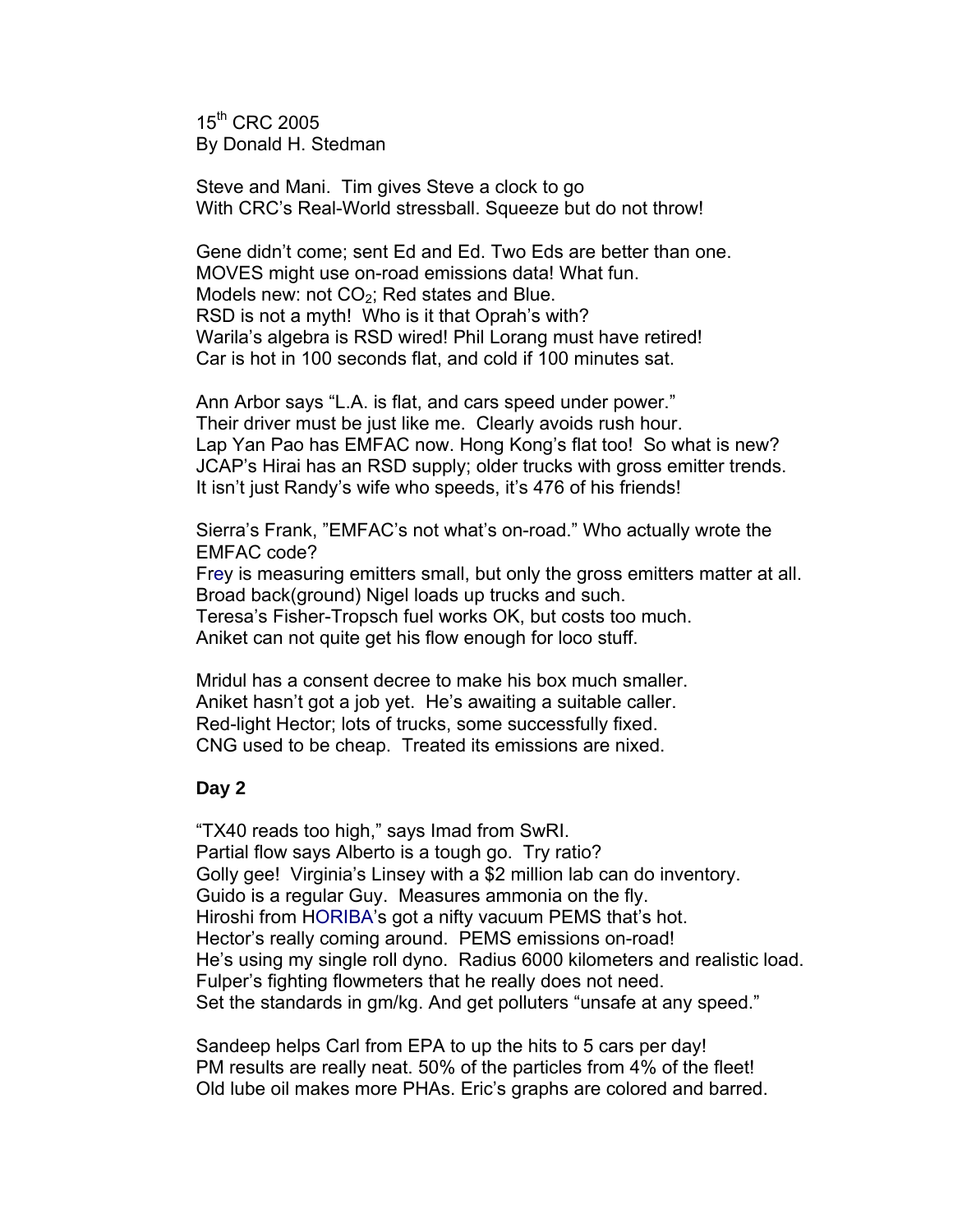15th CRC 2005
By Donald H. Stedman

Steve and Mani. Tim gives Steve a clock to go
With CRC's Real-World stressball. Squeeze but do not throw!

Gene didn't come; sent Ed and Ed. Two Eds are better than one.
MOVES might use on-road emissions data! What fun.
Models new: not $CO_2$; Red states and Blue.
RSD is not a myth! Who is it that Oprah's with?
Warila's algebra is RSD wired! Phil Lorang must have retired!
Car is hot in 100 seconds flat, and cold if 100 minutes sat.

Ann Arbor says "L.A. is flat, and cars speed under power."
Their driver must be just like me. Clearly avoids rush hour.
Lap Yan Pao has EMFAC now. Hong Kong's flat too! So what is new?
JCAP's Hirai has an RSD supply; older trucks with gross emitter trends.
It isn't just Randy's wife who speeds, it's 476 of his friends!

Sierra's Frank, "EMFAC's not what's on-road." Who actually wrote the EMFAC code?
Frey is measuring emitters small, but only the gross emitters matter at all.
Broad back(ground) Nigel loads up trucks and such.
Teresa's Fisher-Tropsch fuel works OK, but costs too much.
Aniket can not quite get his flow enough for loco stuff.

Mridul has a consent decree to make his box much smaller.
Aniket hasn't got a job yet. He's awaiting a suitable caller.
Red-light Hector; lots of trucks, some successfully fixed.
CNG used to be cheap. Treated its emissions are nixed.

**Day 2**

"TX40 reads too high," says Imad from SwRI.
Partial flow says Alberto is a tough go. Try ratio?
Golly gee! Virginia's Linsey with a $2 million lab can do inventory.
Guido is a regular Guy. Measures ammonia on the fly.
Hiroshi from HORIBA's got a nifty vacuum PEMS that's hot.
Hector's really coming around. PEMS emissions on-road!
He's using my single roll dyno. Radius 6000 kilometers and realistic load.
Fulper's fighting flowmeters that he really does not need.
Set the standards in gm/kg. And get polluters "unsafe at any speed."

Sandeep helps Carl from EPA to up the hits to 5 cars per day!
PM results are really neat. 50% of the particles from 4% of the fleet!
Old lube oil makes more PHAs. Eric's graphs are colored and barred.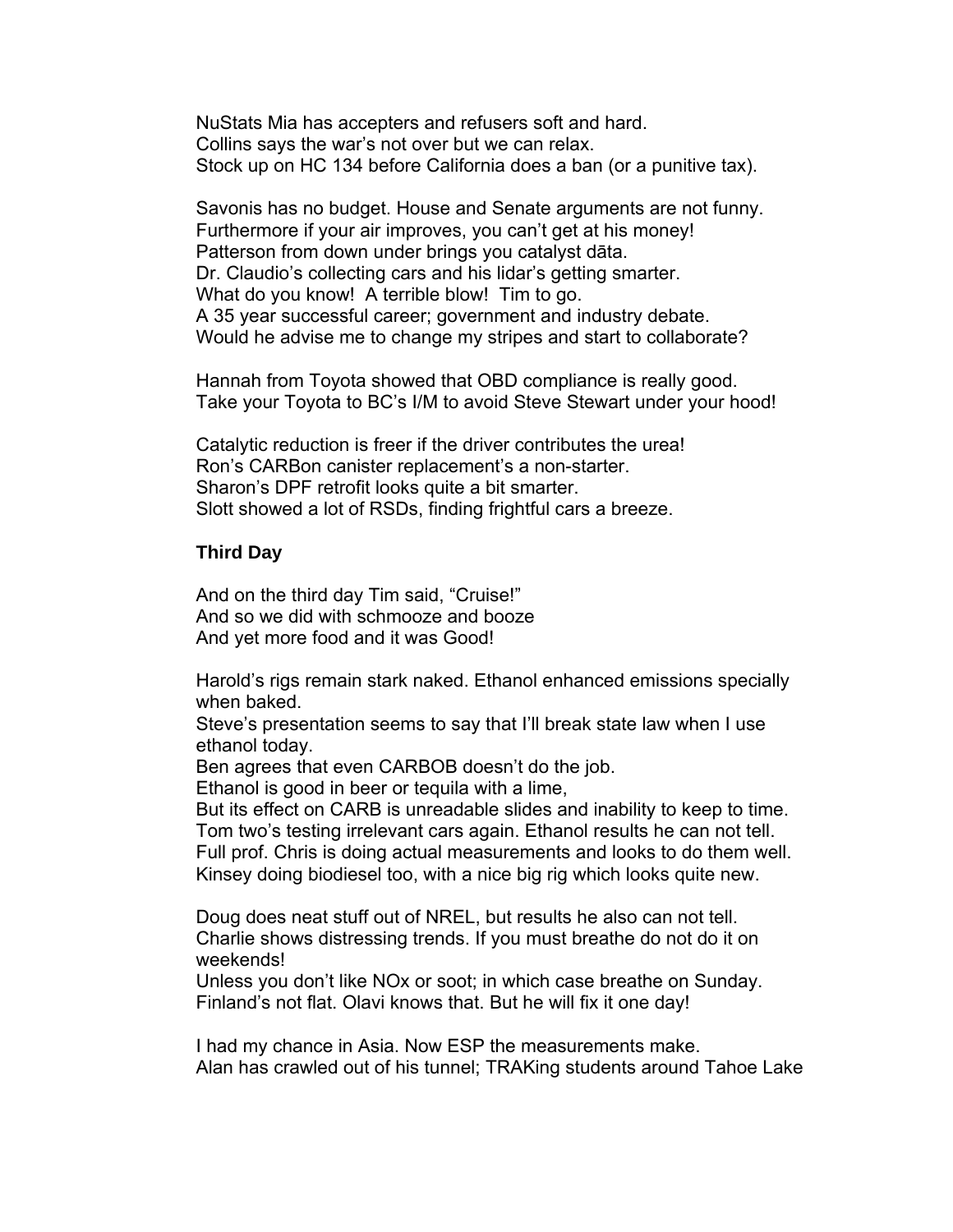NuStats Mia has accepters and refusers soft and hard.
Collins says the war's not over but we can relax.
Stock up on HC 134 before California does a ban (or a punitive tax).

Savonis has no budget. House and Senate arguments are not funny.
Furthermore if your air improves, you can't get at his money!
Patterson from down under brings you catalyst dāta.
Dr. Claudio's collecting cars and his lidar's getting smarter.
What do you know! A terrible blow! Tim to go.
A 35 year successful career; government and industry debate.
Would he advise me to change my stripes and start to collaborate?

Hannah from Toyota showed that OBD compliance is really good.
Take your Toyota to BC's I/M to avoid Steve Stewart under your hood!

Catalytic reduction is freer if the driver contributes the urea!
Ron's CARBon canister replacement's a non-starter.
Sharon's DPF retrofit looks quite a bit smarter.
Slott showed a lot of RSDs, finding frightful cars a breeze.

**Third Day**

And on the third day Tim said, "Cruise!"
And so we did with schmooze and booze
And yet more food and it was Good!

Harold's rigs remain stark naked. Ethanol enhanced emissions specially when baked.
Steve's presentation seems to say that I'll break state law when I use ethanol today.
Ben agrees that even CARBOB doesn't do the job.
Ethanol is good in beer or tequila with a lime,
But its effect on CARB is unreadable slides and inability to keep to time.
Tom two's testing irrelevant cars again. Ethanol results he can not tell.
Full prof. Chris is doing actual measurements and looks to do them well.
Kinsey doing biodiesel too, with a nice big rig which looks quite new.

Doug does neat stuff out of NREL, but results he also can not tell.
Charlie shows distressing trends. If you must breathe do not do it on weekends!
Unless you don't like NOx or soot; in which case breathe on Sunday.
Finland's not flat. Olavi knows that. But he will fix it one day!

I had my chance in Asia. Now ESP the measurements make.
Alan has crawled out of his tunnel; TRAKing students around Tahoe Lake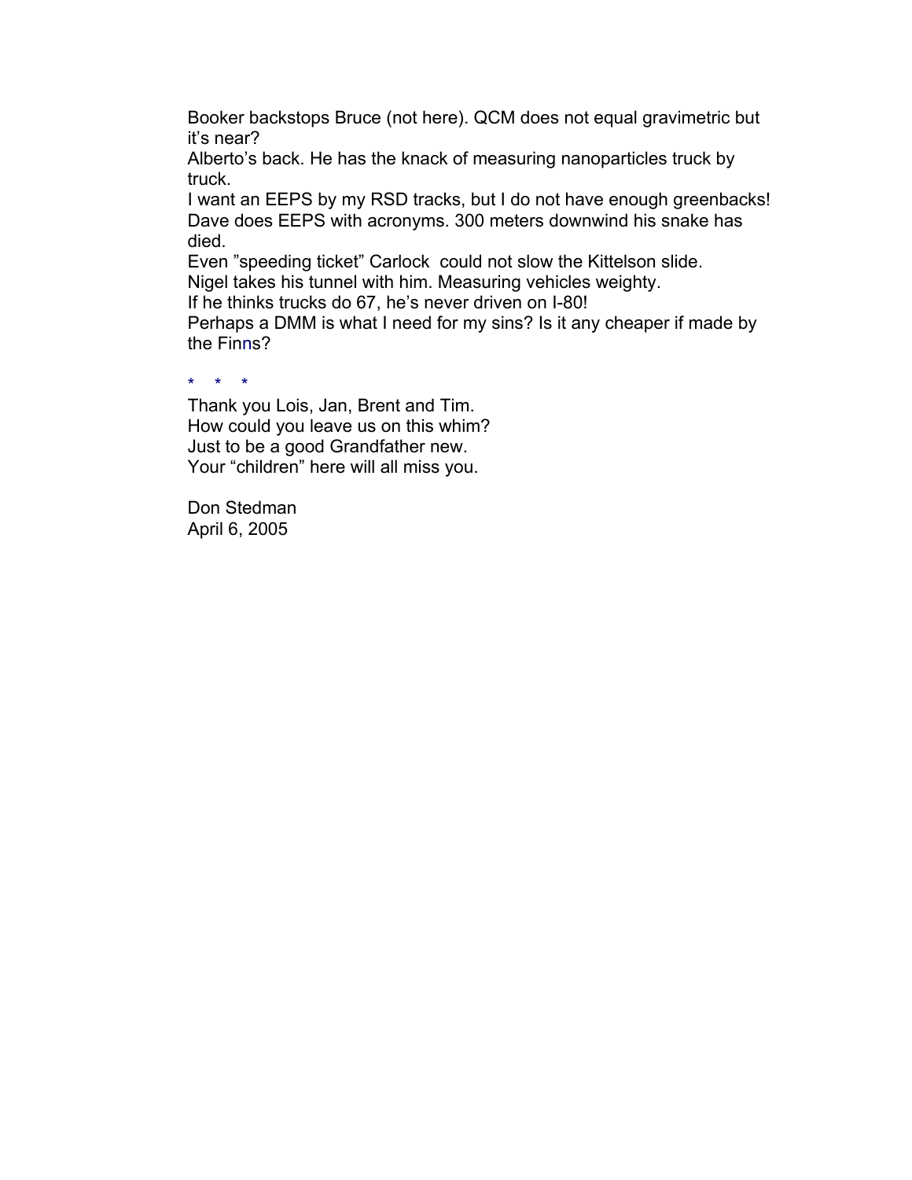Booker backstops Bruce (not here). QCM does not equal gravimetric but it's near?
Alberto's back. He has the knack of measuring nanoparticles truck by truck.
I want an EEPS by my RSD tracks, but I do not have enough greenbacks!
Dave does EEPS with acronyms. 300 meters downwind his snake has died.
Even "speeding ticket" Carlock could not slow the Kittelson slide.
Nigel takes his tunnel with him. Measuring vehicles weighty.
If he thinks trucks do 67, he's never driven on I-80!
Perhaps a DMM is what I need for my sins? Is it any cheaper if made by the Finns?

\*   \*   \*

Thank you Lois, Jan, Brent and Tim.
How could you leave us on this whim?
Just to be a good Grandfather new.
Your "children" here will all miss you.

Don Stedman
April 6, 2005